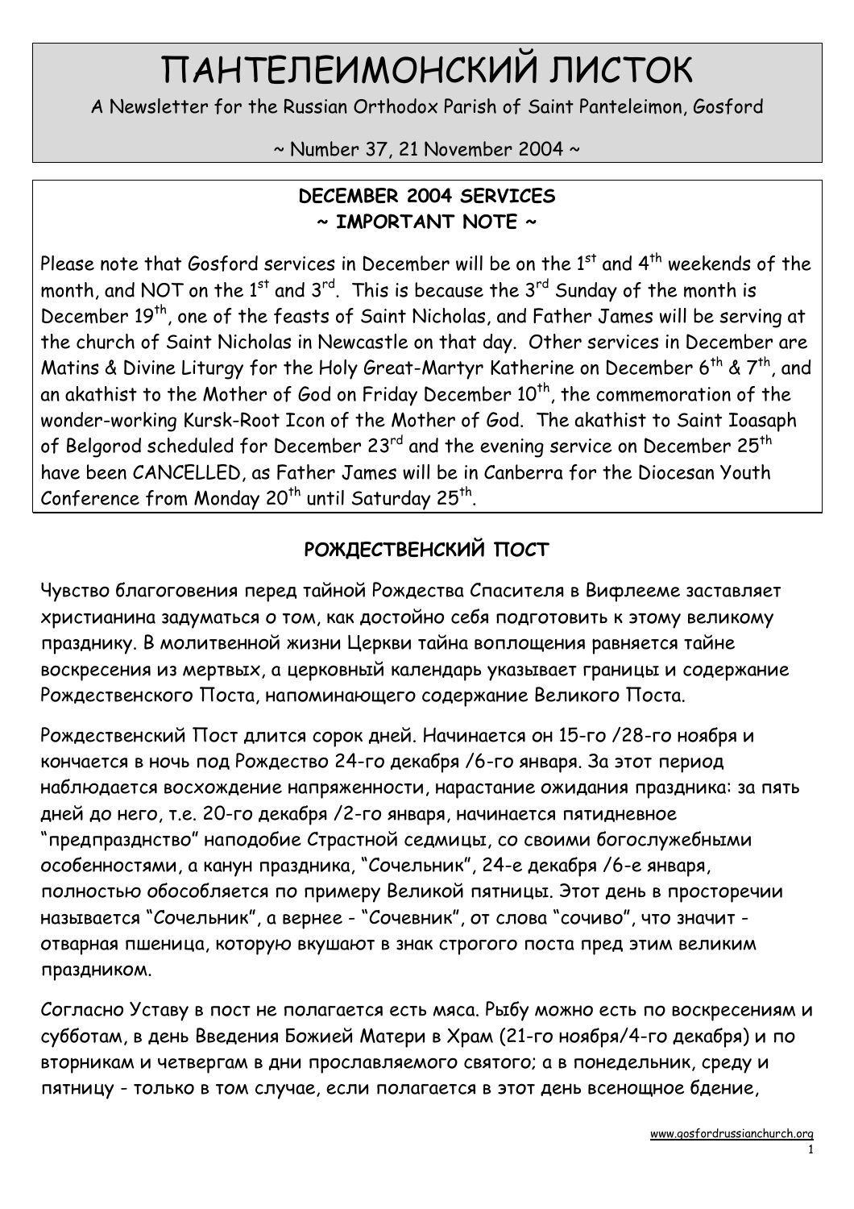# ПАНТЕЛЕИМОНСКИЙ ЛИСТОК

A Newsletter for the Russian Orthodox Parish of Saint Panteleimon, Gosford

~ Number 37, 21 November 2004 ~

## DECEMBER 2004 SERVICES
## ~ IMPORTANT NOTE ~

Please note that Gosford services in December will be on the 1st and 4th weekends of the month, and NOT on the 1st and 3rd. This is because the 3rd Sunday of the month is December 19th, one of the feasts of Saint Nicholas, and Father James will be serving at the church of Saint Nicholas in Newcastle on that day. Other services in December are Matins & Divine Liturgy for the Holy Great-Martyr Katherine on December 6th & 7th, and an akathist to the Mother of God on Friday December 10th, the commemoration of the wonder-working Kursk-Root Icon of the Mother of God. The akathist to Saint Ioasaph of Belgorod scheduled for December 23rd and the evening service on December 25th have been CANCELLED, as Father James will be in Canberra for the Diocesan Youth Conference from Monday 20th until Saturday 25th.

## РОЖДЕСТВЕНСКИЙ ПОСТ

Чувство благоговения перед тайной Рождества Спасителя в Вифлееме заставляет христианина задуматься о том, как достойно себя подготовить к этому великому празднику. В молитвенной жизни Церкви тайна воплощения равняется тайне воскресения из мертвых, а церковный календарь указывает границы и содержание Рождественского Поста, напоминающего содержание Великого Поста.

Рождественский Пост длится сорок дней. Начинается он 15-го /28-го ноября и кончается в ночь под Рождество 24-го декабря /6-го января. За этот период наблюдается восхождение напряженности, нарастание ожидания праздника: за пять дней до него, т.е. 20-го декабря /2-го января, начинается пятидневное "предпразднство" наподобие Страстной седмицы, со своими богослужебными особенностями, а канун праздника, "Сочельник", 24-е декабря /6-е января, полностью обособляется по примеру Великой пятницы. Этот день в просторечии называется "Сочельник", а вернее - "Сочевник", от слова "сочиво", что значит - отварная пшеница, которую вкушают в знак строгого поста пред этим великим праздником.

Согласно Уставу в пост не полагается есть мяса. Рыбу можно есть по воскресениям и субботам, в день Введения Божией Матери в Храм (21-го ноября/4-го декабря) и по вторникам и четвергам в дни прославляемого святого; а в понедельник, среду и пятницу - только в том случае, если полагается в этот день всенощное бдение,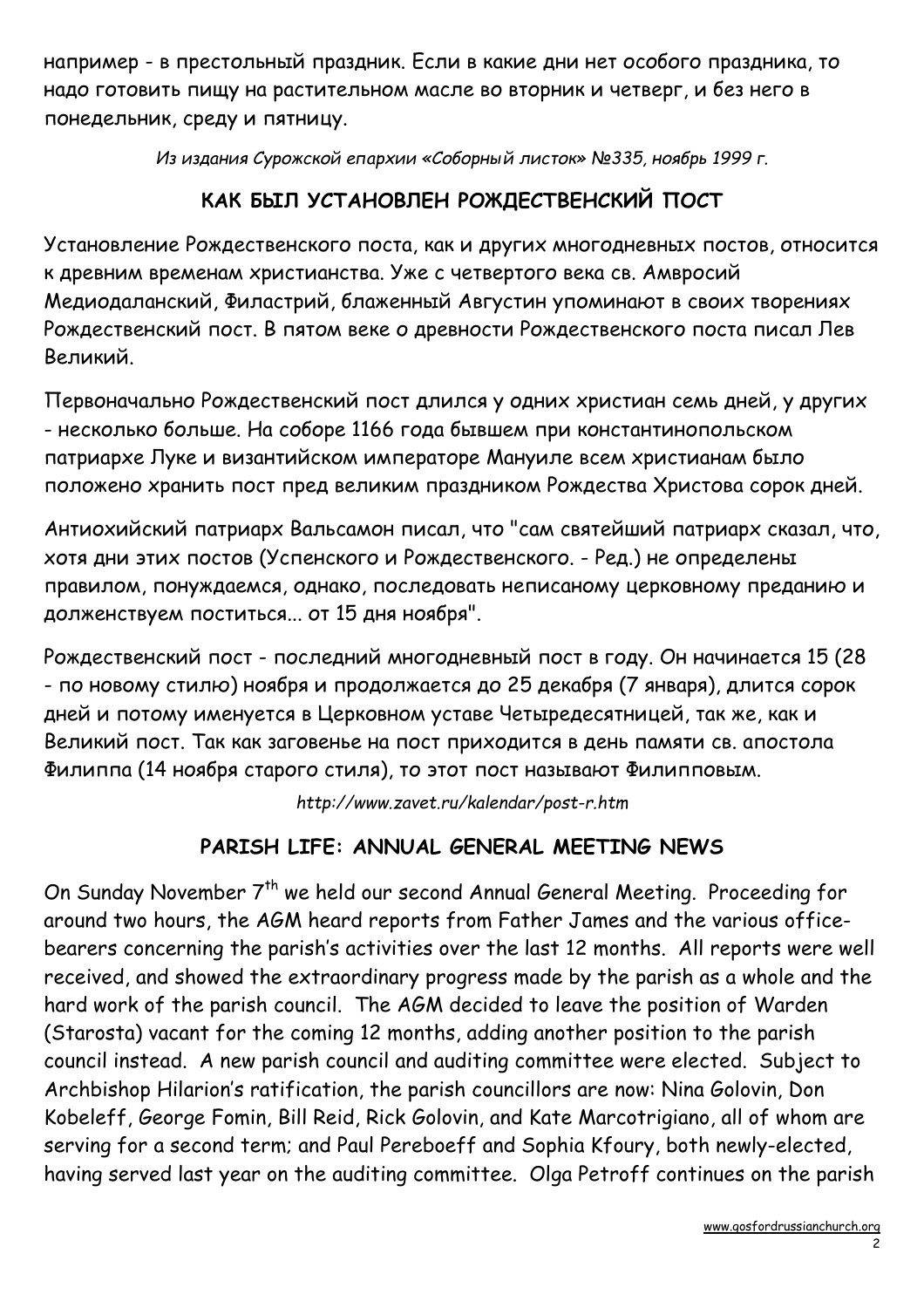например - в престольный праздник. Если в какие дни нет особого праздника, то надо готовить пищу на растительном масле во вторник и четверг, и без него в понедельник, среду и пятницу.

*Из издания Сурожской епархии «Соборный листок» №335, ноябрь 1999 г.*

## КАК БЫЛ УСТАНОВЛЕН РОЖДЕСТВЕНСКИЙ ПОСТ

Установление Рождественского поста, как и других многодневных постов, относится к древним временам христианства. Уже с четвертого века св. Амвросий Медиодаланский, Филастрий, блаженный Августин упоминают в своих творениях Рождественский пост. В пятом веке о древности Рождественского поста писал Лев Великий.

Первоначально Рождественский пост длился у одних христиан семь дней, у других - несколько больше. На соборе 1166 года бывшем при константинопольском патриархе Луке и византийском императоре Мануиле всем христианам было положено хранить пост пред великим праздником Рождества Христова сорок дней.

Антиохийский патриарх Вальсамон писал, что "сам святейший патриарх сказал, что, хотя дни этих постов (Успенского и Рождественского. - Ред.) не определены правилом, понуждаемся, однако, последовать неписаному церковному преданию и долженствуем поститься... от 15 дня ноября".

Рождественский пост - последний многодневный пост в году. Он начинается 15 (28 - по новому стилю) ноября и продолжается до 25 декабря (7 января), длится сорок дней и потому именуется в Церковном уставе Четыредесятницей, так же, как и Великий пост. Так как заговенье на пост приходится в день памяти св. апостола Филиппа (14 ноября старого стиля), то этот пост называют Филипповым.

*http://www.zavet.ru/kalendar/post-r.htm*

## PARISH LIFE: ANNUAL GENERAL MEETING NEWS

On Sunday November 7th we held our second Annual General Meeting. Proceeding for around two hours, the AGM heard reports from Father James and the various office-bearers concerning the parish's activities over the last 12 months. All reports were well received, and showed the extraordinary progress made by the parish as a whole and the hard work of the parish council. The AGM decided to leave the position of Warden (Starosta) vacant for the coming 12 months, adding another position to the parish council instead. A new parish council and auditing committee were elected. Subject to Archbishop Hilarion's ratification, the parish councillors are now: Nina Golovin, Don Kobeleff, George Fomin, Bill Reid, Rick Golovin, and Kate Marcotrigiano, all of whom are serving for a second term; and Paul Pereboeff and Sophia Kfoury, both newly-elected, having served last year on the auditing committee. Olga Petroff continues on the parish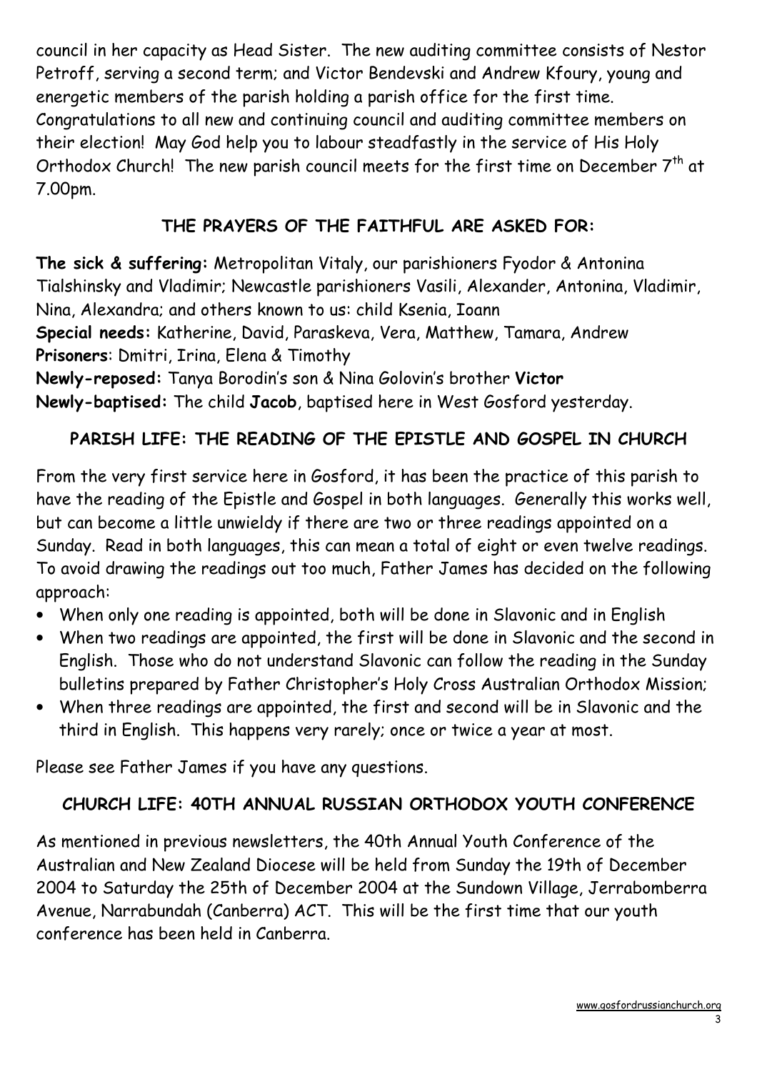council in her capacity as Head Sister. The new auditing committee consists of Nestor Petroff, serving a second term; and Victor Bendevski and Andrew Kfoury, young and energetic members of the parish holding a parish office for the first time. Congratulations to all new and continuing council and auditing committee members on their election! May God help you to labour steadfastly in the service of His Holy Orthodox Church! The new parish council meets for the first time on December 7th at 7.00pm.

## THE PRAYERS OF THE FAITHFUL ARE ASKED FOR:

**The sick & suffering:** Metropolitan Vitaly, our parishioners Fyodor & Antonina Tialshinsky and Vladimir; Newcastle parishioners Vasili, Alexander, Antonina, Vladimir, Nina, Alexandra; and others known to us: child Ksenia, Ioann
**Special needs:** Katherine, David, Paraskeva, Vera, Matthew, Tamara, Andrew
**Prisoners**: Dmitri, Irina, Elena & Timothy
**Newly-reposed:** Tanya Borodin's son & Nina Golovin's brother **Victor**
**Newly-baptised:** The child **Jacob**, baptised here in West Gosford yesterday.

## PARISH LIFE: THE READING OF THE EPISTLE AND GOSPEL IN CHURCH

From the very first service here in Gosford, it has been the practice of this parish to have the reading of the Epistle and Gospel in both languages. Generally this works well, but can become a little unwieldy if there are two or three readings appointed on a Sunday. Read in both languages, this can mean a total of eight or even twelve readings. To avoid drawing the readings out too much, Father James has decided on the following approach:

- When only one reading is appointed, both will be done in Slavonic and in English
- When two readings are appointed, the first will be done in Slavonic and the second in English. Those who do not understand Slavonic can follow the reading in the Sunday bulletins prepared by Father Christopher's Holy Cross Australian Orthodox Mission;
- When three readings are appointed, the first and second will be in Slavonic and the third in English. This happens very rarely; once or twice a year at most.

Please see Father James if you have any questions.

## CHURCH LIFE: 40TH ANNUAL RUSSIAN ORTHODOX YOUTH CONFERENCE

As mentioned in previous newsletters, the 40th Annual Youth Conference of the Australian and New Zealand Diocese will be held from Sunday the 19th of December 2004 to Saturday the 25th of December 2004 at the Sundown Village, Jerrabomberra Avenue, Narrabundah (Canberra) ACT. This will be the first time that our youth conference has been held in Canberra.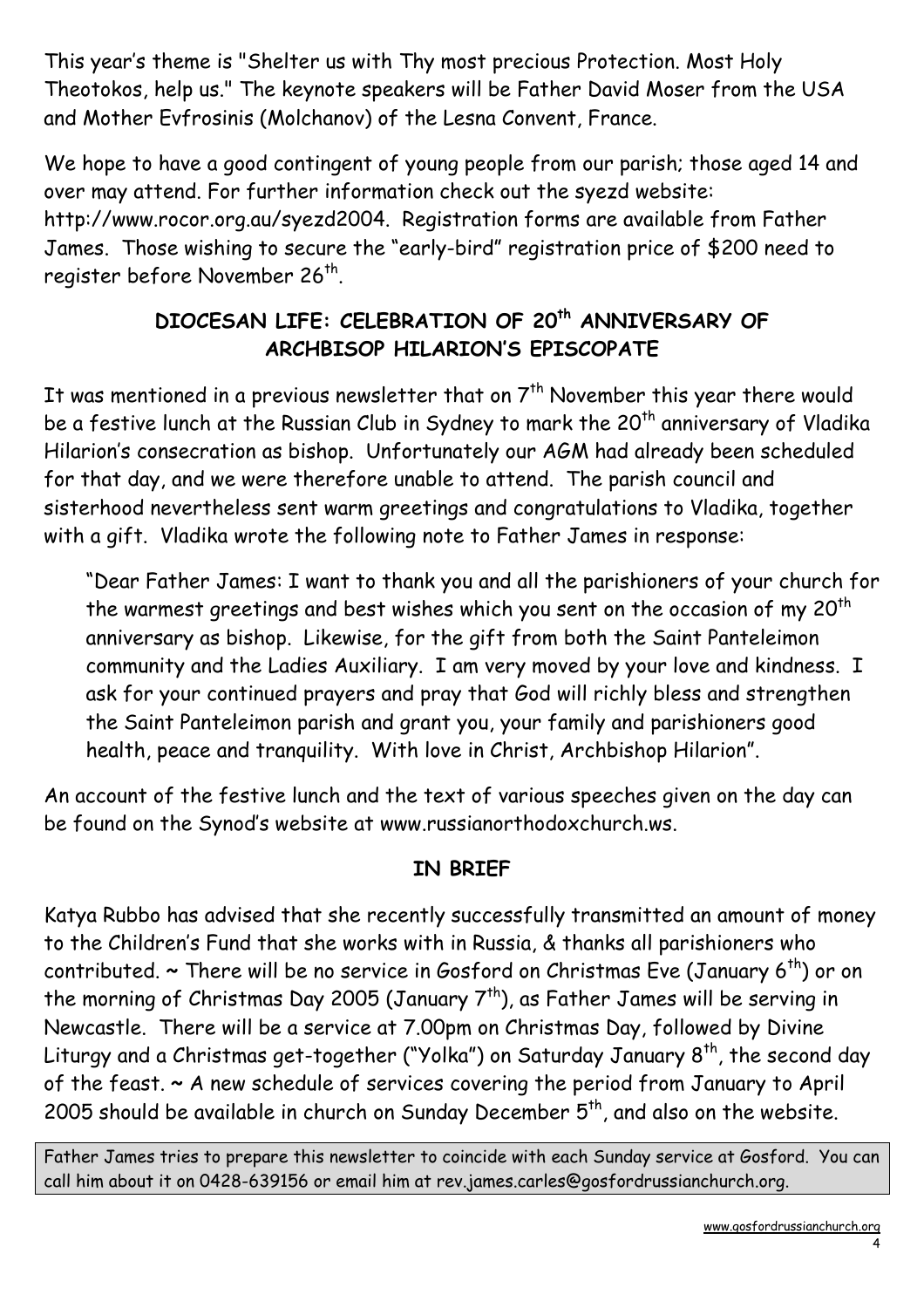This year's theme is "Shelter us with Thy most precious Protection. Most Holy Theotokos, help us." The keynote speakers will be Father David Moser from the USA and Mother Evfrosinis (Molchanov) of the Lesna Convent, France.

We hope to have a good contingent of young people from our parish; those aged 14 and over may attend. For further information check out the syezd website: http://www.rocor.org.au/syezd2004. Registration forms are available from Father James. Those wishing to secure the "early-bird" registration price of $200 need to register before November 26th.

## DIOCESAN LIFE: CELEBRATION OF 20th ANNIVERSARY OF ARCHBISOP HILARION'S EPISCOPATE

It was mentioned in a previous newsletter that on 7th November this year there would be a festive lunch at the Russian Club in Sydney to mark the 20th anniversary of Vladika Hilarion's consecration as bishop. Unfortunately our AGM had already been scheduled for that day, and we were therefore unable to attend. The parish council and sisterhood nevertheless sent warm greetings and congratulations to Vladika, together with a gift. Vladika wrote the following note to Father James in response:

> "Dear Father James: I want to thank you and all the parishioners of your church for the warmest greetings and best wishes which you sent on the occasion of my 20th anniversary as bishop. Likewise, for the gift from both the Saint Panteleimon community and the Ladies Auxiliary. I am very moved by your love and kindness. I ask for your continued prayers and pray that God will richly bless and strengthen the Saint Panteleimon parish and grant you, your family and parishioners good health, peace and tranquility. With love in Christ, Archbishop Hilarion".

An account of the festive lunch and the text of various speeches given on the day can be found on the Synod's website at www.russianorthodoxchurch.ws.

## IN BRIEF

Katya Rubbo has advised that she recently successfully transmitted an amount of money to the Children's Fund that she works with in Russia, & thanks all parishioners who contributed. ~ There will be no service in Gosford on Christmas Eve (January 6th) or on the morning of Christmas Day 2005 (January 7th), as Father James will be serving in Newcastle. There will be a service at 7.00pm on Christmas Day, followed by Divine Liturgy and a Christmas get-together ("Yolka") on Saturday January 8th, the second day of the feast. ~ A new schedule of services covering the period from January to April 2005 should be available in church on Sunday December 5th, and also on the website.

Father James tries to prepare this newsletter to coincide with each Sunday service at Gosford. You can call him about it on 0428-639156 or email him at rev.james.carles@gosfordrussianchurch.org.